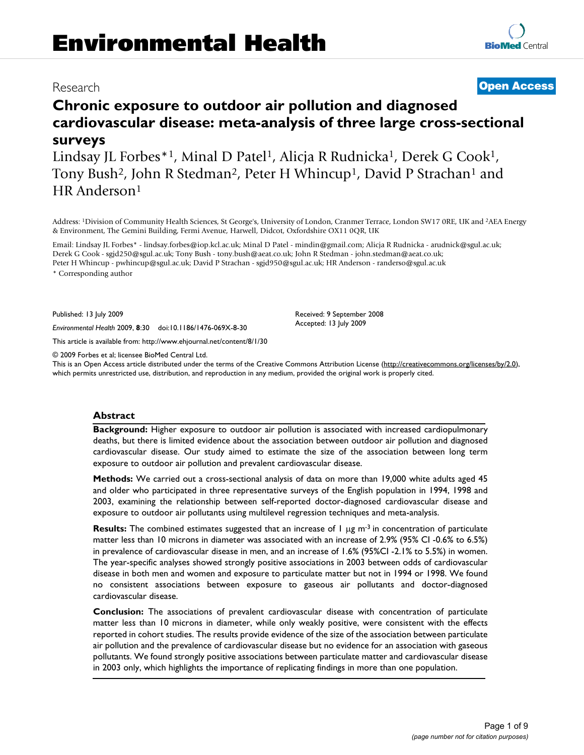Environmental Health

Research

Open Access

# Chronic exposure to outdoor air pollution and diagnosed cardiovascular disease: meta-analysis of three large cross-sectional surveys

Lindsay JL Forbes*[1], Minal D Patel[1], Alicja R Rudnicka[1], Derek G Cook[1], Tony Bush[2], John R Stedman[2], Peter H Whincup[1], David P Strachan[1] and HR Anderson[1]

Address: [1]Division of Community Health Sciences, St George's, University of London, Cranmer Terrace, London SW17 0RE, UK and [2]AEA Energy & Environment, The Gemini Building, Fermi Avenue, Harwell, Didcot, Oxfordshire OX11 0QR, UK

Email: Lindsay JL Forbes* - lindsay.forbes@iop.kcl.ac.uk; Minal D Patel - mindin@gmail.com; Alicja R Rudnicka - arudnick@sgul.ac.uk; Derek G Cook - sgjd250@sgul.ac.uk; Tony Bush - tony.bush@aeat.co.uk; John R Stedman - john.stedman@aeat.co.uk; Peter H Whincup - pwhincup@sgul.ac.uk; David P Strachan - sgjd950@sgul.ac.uk; HR Anderson - randerso@sgul.ac.uk

\* Corresponding author

Published: 13 July 2009

Received: 9 September 2008

Accepted: 13 July 2009

*Environmental Health* 2009, **8**:30 doi:10.1186/1476-069X-8-30

This article is available from: http://www.ehjournal.net/content/8/1/30

© 2009 Forbes et al; licensee BioMed Central Ltd.

This is an Open Access article distributed under the terms of the Creative Commons Attribution License (http://creativecommons.org/licenses/by/2.0), which permits unrestricted use, distribution, and reproduction in any medium, provided the original work is properly cited.

## Abstract

**Background:** Higher exposure to outdoor air pollution is associated with increased cardiopulmonary deaths, but there is limited evidence about the association between outdoor air pollution and diagnosed cardiovascular disease. Our study aimed to estimate the size of the association between long term exposure to outdoor air pollution and prevalent cardiovascular disease.

**Methods:** We carried out a cross-sectional analysis of data on more than 19,000 white adults aged 45 and older who participated in three representative surveys of the English population in 1994, 1998 and 2003, examining the relationship between self-reported doctor-diagnosed cardiovascular disease and exposure to outdoor air pollutants using multilevel regression techniques and meta-analysis.

**Results:** The combined estimates suggested that an increase of 1 $\mu g\ m^{-3}$ in concentration of particulate matter less than 10 microns in diameter was associated with an increase of 2.9% (95% CI -0.6% to 6.5%) in prevalence of cardiovascular disease in men, and an increase of 1.6% (95%CI -2.1% to 5.5%) in women. The year-specific analyses showed strongly positive associations in 2003 between odds of cardiovascular disease in both men and women and exposure to particulate matter but not in 1994 or 1998. We found no consistent associations between exposure to gaseous air pollutants and doctor-diagnosed cardiovascular disease.

**Conclusion:** The associations of prevalent cardiovascular disease with concentration of particulate matter less than 10 microns in diameter, while only weakly positive, were consistent with the effects reported in cohort studies. The results provide evidence of the size of the association between particulate air pollution and the prevalence of cardiovascular disease but no evidence for an association with gaseous pollutants. We found strongly positive associations between particulate matter and cardiovascular disease in 2003 only, which highlights the importance of replicating findings in more than one population.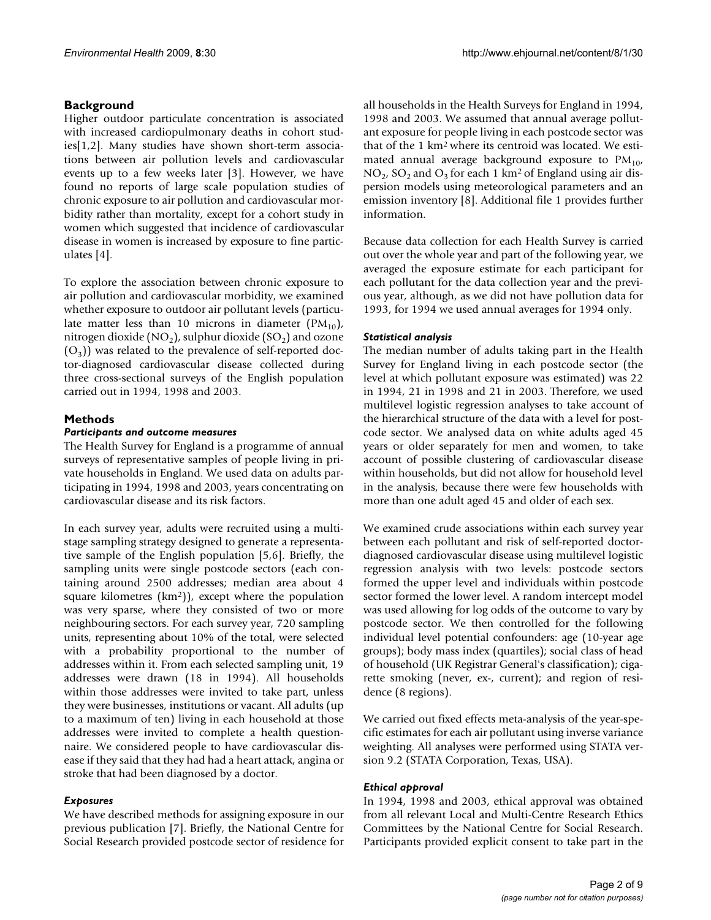## Background

Higher outdoor particulate concentration is associated with increased cardiopulmonary deaths in cohort studies[1,2]. Many studies have shown short-term associations between air pollution levels and cardiovascular events up to a few weeks later [3]. However, we have found no reports of large scale population studies of chronic exposure to air pollution and cardiovascular morbidity rather than mortality, except for a cohort study in women which suggested that incidence of cardiovascular disease in women is increased by exposure to fine particulates [4].

To explore the association between chronic exposure to air pollution and cardiovascular morbidity, we examined whether exposure to outdoor air pollutant levels (particulate matter less than 10 microns in diameter ($PM_{10}$), nitrogen dioxide ($NO_2$), sulphur dioxide ($SO_2$) and ozone ($O_3$)) was related to the prevalence of self-reported doctor-diagnosed cardiovascular disease collected during three cross-sectional surveys of the English population carried out in 1994, 1998 and 2003.

## Methods

### *Participants and outcome measures*

The Health Survey for England is a programme of annual surveys of representative samples of people living in private households in England. We used data on adults participating in 1994, 1998 and 2003, years concentrating on cardiovascular disease and its risk factors.

In each survey year, adults were recruited using a multi-stage sampling strategy designed to generate a representative sample of the English population [5,6]. Briefly, the sampling units were single postcode sectors (each containing around 2500 addresses; median area about 4 square kilometres ($km^2$)), except where the population was very sparse, where they consisted of two or more neighbouring sectors. For each survey year, 720 sampling units, representing about 10% of the total, were selected with a probability proportional to the number of addresses within it. From each selected sampling unit, 19 addresses were drawn (18 in 1994). All households within those addresses were invited to take part, unless they were businesses, institutions or vacant. All adults (up to a maximum of ten) living in each household at those addresses were invited to complete a health questionnaire. We considered people to have cardiovascular disease if they said that they had had a heart attack, angina or stroke that had been diagnosed by a doctor.

### *Exposures*

We have described methods for assigning exposure in our previous publication [7]. Briefly, the National Centre for Social Research provided postcode sector of residence for all households in the Health Surveys for England in 1994, 1998 and 2003. We assumed that annual average pollutant exposure for people living in each postcode sector was that of the 1 $km^2$ where its centroid was located. We estimated annual average background exposure to $PM_{10}$, $NO_2$, $SO_2$ and $O_3$ for each 1 $km^2$ of England using air dispersion models using meteorological parameters and an emission inventory [8]. Additional file 1 provides further information.

Because data collection for each Health Survey is carried out over the whole year and part of the following year, we averaged the exposure estimate for each participant for each pollutant for the data collection year and the previous year, although, as we did not have pollution data for 1993, for 1994 we used annual averages for 1994 only.

### *Statistical analysis*

The median number of adults taking part in the Health Survey for England living in each postcode sector (the level at which pollutant exposure was estimated) was 22 in 1994, 21 in 1998 and 21 in 2003. Therefore, we used multilevel logistic regression analyses to take account of the hierarchical structure of the data with a level for postcode sector. We analysed data on white adults aged 45 years or older separately for men and women, to take account of possible clustering of cardiovascular disease within households, but did not allow for household level in the analysis, because there were few households with more than one adult aged 45 and older of each sex.

We examined crude associations within each survey year between each pollutant and risk of self-reported doctor-diagnosed cardiovascular disease using multilevel logistic regression analysis with two levels: postcode sectors formed the upper level and individuals within postcode sector formed the lower level. A random intercept model was used allowing for log odds of the outcome to vary by postcode sector. We then controlled for the following individual level potential confounders: age (10-year age groups); body mass index (quartiles); social class of head of household (UK Registrar General's classification); cigarette smoking (never, ex-, current); and region of residence (8 regions).

We carried out fixed effects meta-analysis of the year-specific estimates for each air pollutant using inverse variance weighting. All analyses were performed using STATA version 9.2 (STATA Corporation, Texas, USA).

### *Ethical approval*

In 1994, 1998 and 2003, ethical approval was obtained from all relevant Local and Multi-Centre Research Ethics Committees by the National Centre for Social Research. Participants provided explicit consent to take part in the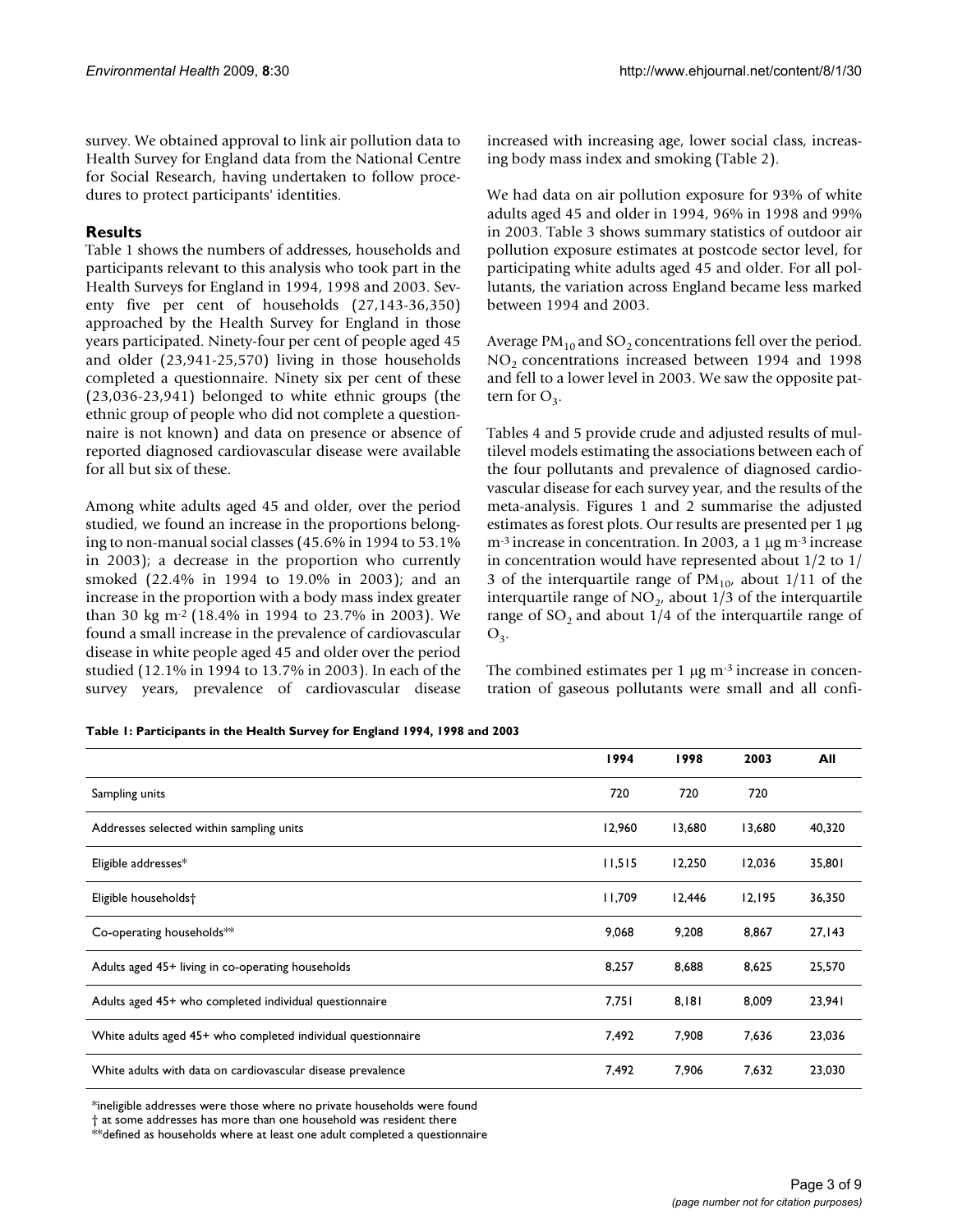survey. We obtained approval to link air pollution data to Health Survey for England data from the National Centre for Social Research, having undertaken to follow procedures to protect participants' identities.

## Results

Table 1 shows the numbers of addresses, households and participants relevant to this analysis who took part in the Health Surveys for England in 1994, 1998 and 2003. Seventy five per cent of households (27,143-36,350) approached by the Health Survey for England in those years participated. Ninety-four per cent of people aged 45 and older (23,941-25,570) living in those households completed a questionnaire. Ninety six per cent of these (23,036-23,941) belonged to white ethnic groups (the ethnic group of people who did not complete a questionnaire is not known) and data on presence or absence of reported diagnosed cardiovascular disease were available for all but six of these.

Among white adults aged 45 and older, over the period studied, we found an increase in the proportions belonging to non-manual social classes (45.6% in 1994 to 53.1% in 2003); a decrease in the proportion who currently smoked (22.4% in 1994 to 19.0% in 2003); and an increase in the proportion with a body mass index greater than 30 kg m$^{-2}$ (18.4% in 1994 to 23.7% in 2003). We found a small increase in the prevalence of cardiovascular disease in white people aged 45 and older over the period studied (12.1% in 1994 to 13.7% in 2003). In each of the survey years, prevalence of cardiovascular disease increased with increasing age, lower social class, increasing body mass index and smoking (Table 2).

We had data on air pollution exposure for 93% of white adults aged 45 and older in 1994, 96% in 1998 and 99% in 2003. Table 3 shows summary statistics of outdoor air pollution exposure estimates at postcode sector level, for participating white adults aged 45 and older. For all pollutants, the variation across England became less marked between 1994 and 2003.

Average $PM_{10}$ and $SO_2$ concentrations fell over the period. $NO_2$ concentrations increased between 1994 and 1998 and fell to a lower level in 2003. We saw the opposite pattern for $O_3$.

Tables 4 and 5 provide crude and adjusted results of multilevel models estimating the associations between each of the four pollutants and prevalence of diagnosed cardiovascular disease for each survey year, and the results of the meta-analysis. Figures 1 and 2 summarise the adjusted estimates as forest plots. Our results are presented per 1 μg m$^{-3}$ increase in concentration. In 2003, a 1 μg m$^{-3}$ increase in concentration would have represented about 1/2 to 1/3 of the interquartile range of $PM_{10}$, about 1/11 of the interquartile range of $NO_2$, about 1/3 of the interquartile range of $SO_2$ and about 1/4 of the interquartile range of $O_3$.

The combined estimates per 1 μg m$^{-3}$ increase in concentration of gaseous pollutants were small and all confi-

**Table 1: Participants in the Health Survey for England 1994, 1998 and 2003**

| | 1994 | 1998 | 2003 | All |
|---|---|---|---|---|
| Sampling units | 720 | 720 | 720 | |
| Addresses selected within sampling units | 12,960 | 13,680 | 13,680 | 40,320 |
| Eligible addresses* | 11,515 | 12,250 | 12,036 | 35,801 |
| Eligible households† | 11,709 | 12,446 | 12,195 | 36,350 |
| Co-operating households** | 9,068 | 9,208 | 8,867 | 27,143 |
| Adults aged 45+ living in co-operating households | 8,257 | 8,688 | 8,625 | 25,570 |
| Adults aged 45+ who completed individual questionnaire | 7,751 | 8,181 | 8,009 | 23,941 |
| White adults aged 45+ who completed individual questionnaire | 7,492 | 7,908 | 7,636 | 23,036 |
| White adults with data on cardiovascular disease prevalence | 7,492 | 7,906 | 7,632 | 23,030 |

*ineligible addresses were those where no private households were found
† at some addresses has more than one household was resident there
**defined as households where at least one adult completed a questionnaire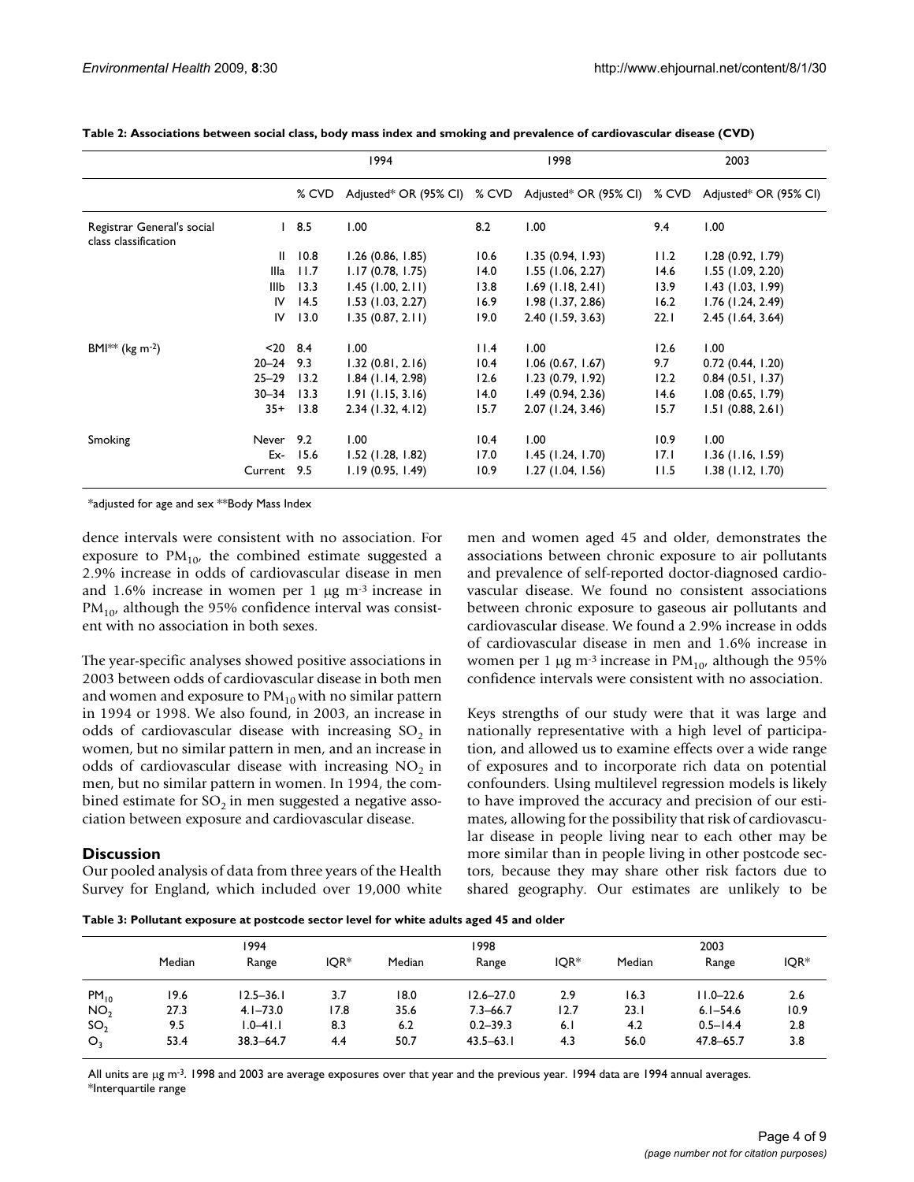**Table 2: Associations between social class, body mass index and smoking and prevalence of cardiovascular disease (CVD)**

| | | 1994 | | 1998 | | 2003 | |
|---|---|---|---|---|---|---|---|
| | | % CVD | Adjusted* OR (95% CI) | % CVD | Adjusted* OR (95% CI) | % CVD | Adjusted* OR (95% CI) |
| Registrar General's social class classification | I | 8.5 | 1.00 | 8.2 | 1.00 | 9.4 | 1.00 |
| | II | 10.8 | 1.26 (0.86, 1.85) | 10.6 | 1.35 (0.94, 1.93) | 11.2 | 1.28 (0.92, 1.79) |
| | IIIa | 11.7 | 1.17 (0.78, 1.75) | 14.0 | 1.55 (1.06, 2.27) | 14.6 | 1.55 (1.09, 2.20) |
| | IIIb | 13.3 | 1.45 (1.00, 2.11) | 13.8 | 1.69 (1.18, 2.41) | 13.9 | 1.43 (1.03, 1.99) |
| | IV | 14.5 | 1.53 (1.03, 2.27) | 16.9 | 1.98 (1.37, 2.86) | 16.2 | 1.76 (1.24, 2.49) |
| | IV | 13.0 | 1.35 (0.87, 2.11) | 19.0 | 2.40 (1.59, 3.63) | 22.1 | 2.45 (1.64, 3.64) |
| BMI** (kg $m^{-2}$) | <20 | 8.4 | 1.00 | 11.4 | 1.00 | 12.6 | 1.00 |
| | 20–24 | 9.3 | 1.32 (0.81, 2.16) | 10.4 | 1.06 (0.67, 1.67) | 9.7 | 0.72 (0.44, 1.20) |
| | 25–29 | 13.2 | 1.84 (1.14, 2.98) | 12.6 | 1.23 (0.79, 1.92) | 12.2 | 0.84 (0.51, 1.37) |
| | 30–34 | 13.3 | 1.91 (1.15, 3.16) | 14.0 | 1.49 (0.94, 2.36) | 14.6 | 1.08 (0.65, 1.79) |
| | 35+ | 13.8 | 2.34 (1.32, 4.12) | 15.7 | 2.07 (1.24, 3.46) | 15.7 | 1.51 (0.88, 2.61) |
| Smoking | Never | 9.2 | 1.00 | 10.4 | 1.00 | 10.9 | 1.00 |
| | Ex- | 15.6 | 1.52 (1.28, 1.82) | 17.0 | 1.45 (1.24, 1.70) | 17.1 | 1.36 (1.16, 1.59) |
| | Current | 9.5 | 1.19 (0.95, 1.49) | 10.9 | 1.27 (1.04, 1.56) | 11.5 | 1.38 (1.12, 1.70) |

*adjusted for age and sex **Body Mass Index

dence intervals were consistent with no association. For exposure to $PM_{10}$, the combined estimate suggested a 2.9% increase in odds of cardiovascular disease in men and 1.6% increase in women per 1 μg $m^{-3}$ increase in $PM_{10}$, although the 95% confidence interval was consistent with no association in both sexes.

The year-specific analyses showed positive associations in 2003 between odds of cardiovascular disease in both men and women and exposure to $PM_{10}$ with no similar pattern in 1994 or 1998. We also found, in 2003, an increase in odds of cardiovascular disease with increasing $SO_2$ in women, but no similar pattern in men, and an increase in odds of cardiovascular disease with increasing $NO_2$ in men, but no similar pattern in women. In 1994, the combined estimate for $SO_2$ in men suggested a negative association between exposure and cardiovascular disease.

## Discussion

Our pooled analysis of data from three years of the Health Survey for England, which included over 19,000 white men and women aged 45 and older, demonstrates the associations between chronic exposure to air pollutants and prevalence of self-reported doctor-diagnosed cardiovascular disease. We found no consistent associations between chronic exposure to gaseous air pollutants and cardiovascular disease. We found a 2.9% increase in odds of cardiovascular disease in men and 1.6% increase in women per 1 μg $m^{-3}$ increase in $PM_{10}$, although the 95% confidence intervals were consistent with no association.

Keys strengths of our study were that it was large and nationally representative with a high level of participation, and allowed us to examine effects over a wide range of exposures and to incorporate rich data on potential confounders. Using multilevel regression models is likely to have improved the accuracy and precision of our estimates, allowing for the possibility that risk of cardiovascular disease in people living near to each other may be more similar than in people living in other postcode sectors, because they may share other risk factors due to shared geography. Our estimates are unlikely to be

**Table 3: Pollutant exposure at postcode sector level for white adults aged 45 and older**

| | 1994 | | | 1998 | | | 2003 | | |
|---|---|---|---|---|---|---|---|---|---|
| | Median | Range | IQR* | Median | Range | IQR* | Median | Range | IQR* |
| $PM_{10}$ | 19.6 | 12.5–36.1 | 3.7 | 18.0 | 12.6–27.0 | 2.9 | 16.3 | 11.0–22.6 | 2.6 |
| $NO_2$ | 27.3 | 4.1–73.0 | 17.8 | 35.6 | 7.3–66.7 | 12.7 | 23.1 | 6.1–54.6 | 10.9 |
| $SO_2$ | 9.5 | 1.0–41.1 | 8.3 | 6.2 | 0.2–39.3 | 6.1 | 4.2 | 0.5–14.4 | 2.8 |
| $O_3$ | 53.4 | 38.3–64.7 | 4.4 | 50.7 | 43.5–63.1 | 4.3 | 56.0 | 47.8–65.7 | 3.8 |

All units are μg $m^{-3}$. 1998 and 2003 are average exposures over that year and the previous year. 1994 data are 1994 annual averages.
*Interquartile range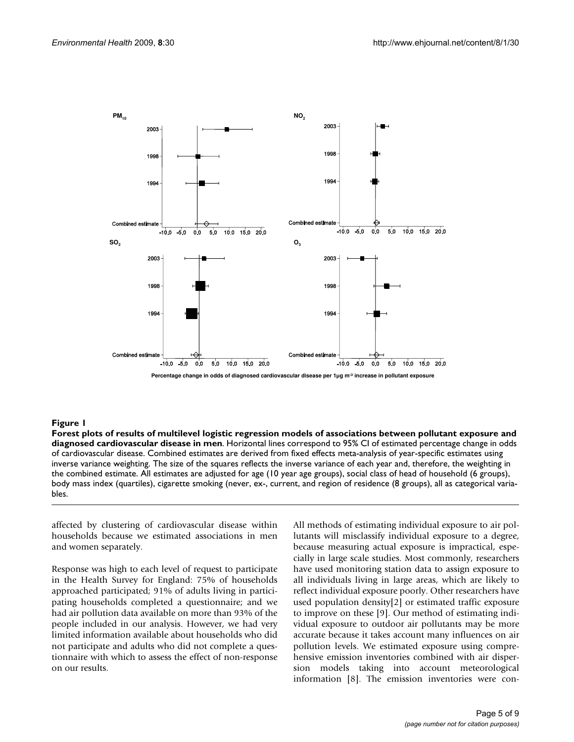**Figure 1**

**Forest plots of results of multilevel logistic regression models of associations between pollutant exposure and diagnosed cardiovascular disease in men**. Horizontal lines correspond to 95% CI of estimated percentage change in odds of cardiovascular disease. Combined estimates are derived from fixed effects meta-analysis of year-specific estimates using inverse variance weighting. The size of the squares reflects the inverse variance of each year and, therefore, the weighting in the combined estimate. All estimates are adjusted for age (10 year age groups), social class of head of household (6 groups), body mass index (quartiles), cigarette smoking (never, ex-, current, and region of residence (8 groups), all as categorical variables.

affected by clustering of cardiovascular disease within households because we estimated associations in men and women separately.

Response was high to each level of request to participate in the Health Survey for England: 75% of households approached participated; 91% of adults living in participating households completed a questionnaire; and we had air pollution data available on more than 93% of the people included in our analysis. However, we had very limited information available about households who did not participate and adults who did not complete a questionnaire with which to assess the effect of non-response on our results.

All methods of estimating individual exposure to air pollutants will misclassify individual exposure to a degree, because measuring actual exposure is impractical, especially in large scale studies. Most commonly, researchers have used monitoring station data to assign exposure to all individuals living in large areas, which are likely to reflect individual exposure poorly. Other researchers have used population density[2] or estimated traffic exposure to improve on these [9]. Our method of estimating individual exposure to outdoor air pollutants may be more accurate because it takes account many influences on air pollution levels. We estimated exposure using comprehensive emission inventories combined with air dispersion models taking into account meteorological information [8]. The emission inventories were con-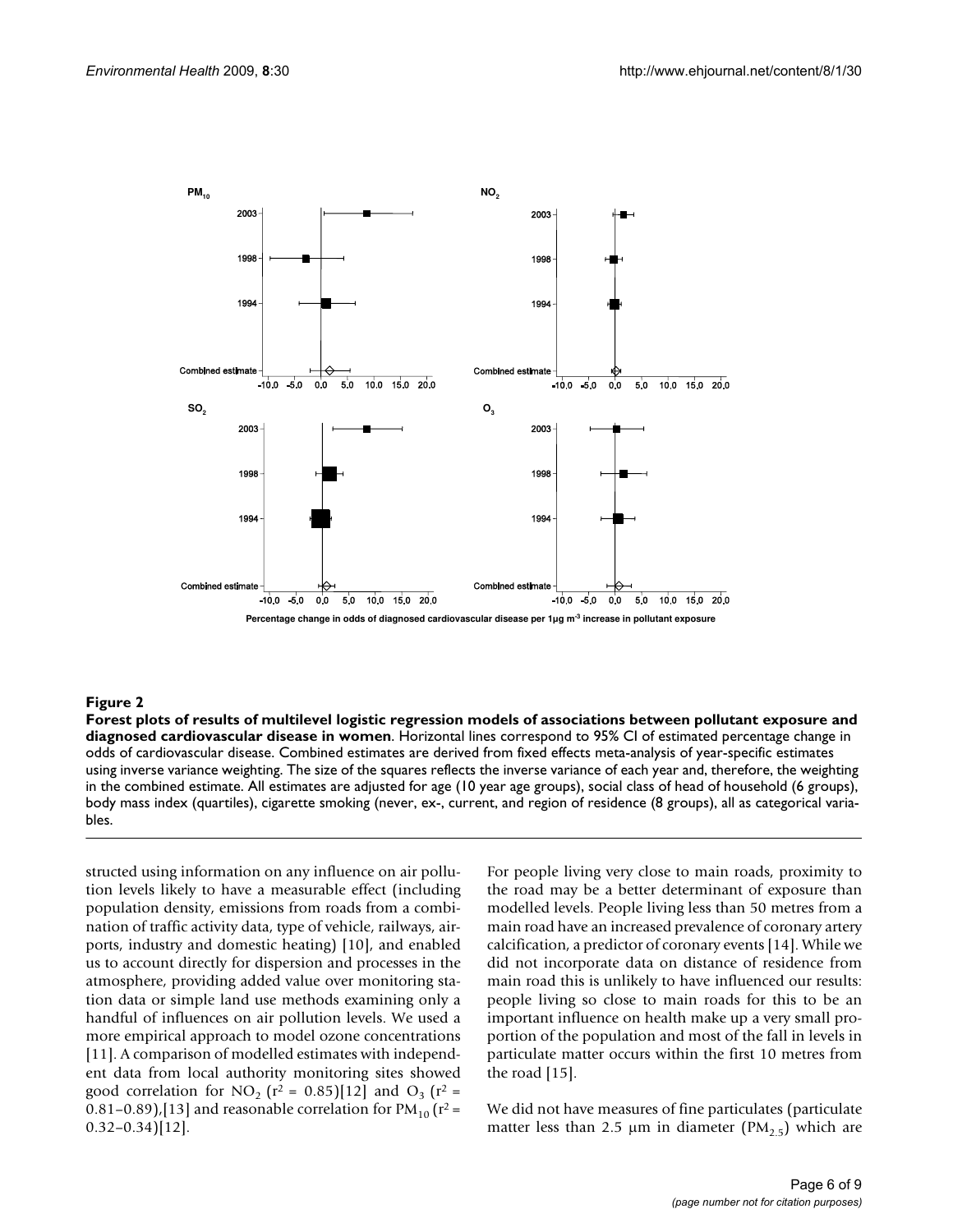**Figure 2**

**Forest plots of results of multilevel logistic regression models of associations between pollutant exposure and diagnosed cardiovascular disease in women**. Horizontal lines correspond to 95% CI of estimated percentage change in odds of cardiovascular disease. Combined estimates are derived from fixed effects meta-analysis of year-specific estimates using inverse variance weighting. The size of the squares reflects the inverse variance of each year and, therefore, the weighting in the combined estimate. All estimates are adjusted for age (10 year age groups), social class of head of household (6 groups), body mass index (quartiles), cigarette smoking (never, ex-, current, and region of residence (8 groups), all as categorical variables.

structed using information on any influence on air pollution levels likely to have a measurable effect (including population density, emissions from roads from a combination of traffic activity data, type of vehicle, railways, airports, industry and domestic heating) [10], and enabled us to account directly for dispersion and processes in the atmosphere, providing added value over monitoring station data or simple land use methods examining only a handful of influences on air pollution levels. We used a more empirical approach to model ozone concentrations [11]. A comparison of modelled estimates with independent data from local authority monitoring sites showed good correlation for $NO_2$ ($r^2$ = 0.85)[12] and $O_3$ ($r^2$ = 0.81–0.89),[13] and reasonable correlation for $PM_{10}$ ($r^2$ = 0.32–0.34)[12].

For people living very close to main roads, proximity to the road may be a better determinant of exposure than modelled levels. People living less than 50 metres from a main road have an increased prevalence of coronary artery calcification, a predictor of coronary events [14]. While we did not incorporate data on distance of residence from main road this is unlikely to have influenced our results: people living so close to main roads for this to be an important influence on health make up a very small proportion of the population and most of the fall in levels in particulate matter occurs within the first 10 metres from the road [15].

We did not have measures of fine particulates (particulate matter less than 2.5 μm in diameter ($PM_{2.5}$) which are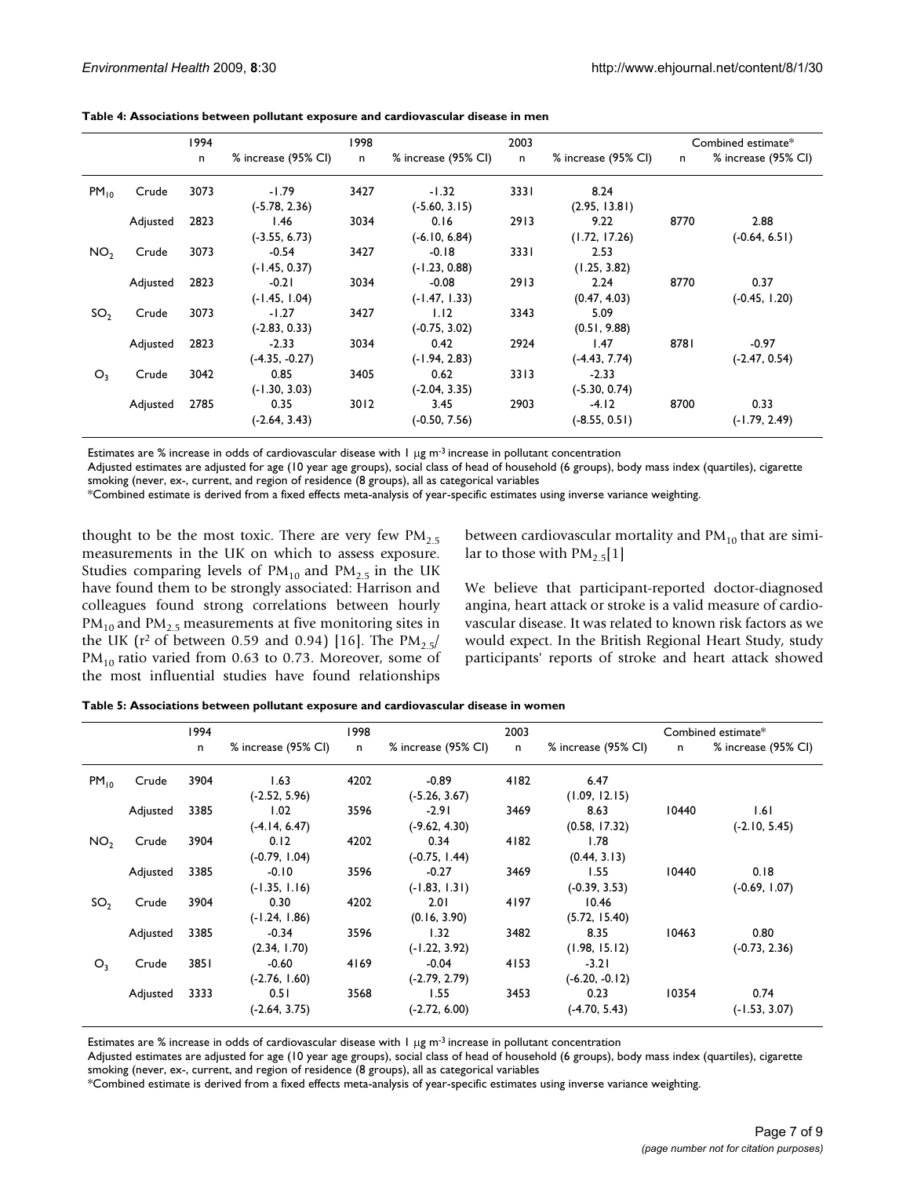**Table 4: Associations between pollutant exposure and cardiovascular disease in men**

| | | 1994 | | 1998 | | 2003 | | Combined estimate* | |
|---|---|---|---|---|---|---|---|---|---|
| | | n | % increase (95% CI) | n | % increase (95% CI) | n | % increase (95% CI) | n | % increase (95% CI) |
| $PM_{10}$ | Crude | 3073 | -1.79 (-5.78, 2.36) | 3427 | -1.32 (-5.60, 3.15) | 3331 | 8.24 (2.95, 13.81) | | |
| | Adjusted | 2823 | 1.46 (-3.55, 6.73) | 3034 | 0.16 (-6.10, 6.84) | 2913 | 9.22 (1.72, 17.26) | 8770 | 2.88 (-0.64, 6.51) |
| $NO_2$ | Crude | 3073 | -0.54 (-1.45, 0.37) | 3427 | -0.18 (-1.23, 0.88) | 3331 | 2.53 (1.25, 3.82) | | |
| | Adjusted | 2823 | -0.21 (-1.45, 1.04) | 3034 | -0.08 (-1.47, 1.33) | 2913 | 2.24 (0.47, 4.03) | 8770 | 0.37 (-0.45, 1.20) |
| $SO_2$ | Crude | 3073 | -1.27 (-2.83, 0.33) | 3427 | 1.12 (-0.75, 3.02) | 3343 | 5.09 (0.51, 9.88) | | |
| | Adjusted | 2823 | -2.33 (-4.35, -0.27) | 3034 | 0.42 (-1.94, 2.83) | 2924 | 1.47 (-4.43, 7.74) | 8781 | -0.97 (-2.47, 0.54) |
| $O_3$ | Crude | 3042 | 0.85 (-1.30, 3.03) | 3405 | 0.62 (-2.04, 3.35) | 3313 | -2.33 (-5.30, 0.74) | | |
| | Adjusted | 2785 | 0.35 (-2.64, 3.43) | 3012 | 3.45 (-0.50, 7.56) | 2903 | -4.12 (-8.55, 0.51) | 8700 | 0.33 (-1.79, 2.49) |

Estimates are % increase in odds of cardiovascular disease with 1 μg $m^{-3}$ increase in pollutant concentration

Adjusted estimates are adjusted for age (10 year age groups), social class of head of household (6 groups), body mass index (quartiles), cigarette smoking (never, ex-, current, and region of residence (8 groups), all as categorical variables

*Combined estimate is derived from a fixed effects meta-analysis of year-specific estimates using inverse variance weighting.

thought to be the most toxic. There are very few $PM_{2.5}$ measurements in the UK on which to assess exposure. Studies comparing levels of $PM_{10}$ and $PM_{2.5}$ in the UK have found them to be strongly associated: Harrison and colleagues found strong correlations between hourly $PM_{10}$ and $PM_{2.5}$ measurements at five monitoring sites in the UK ($r^2$ of between 0.59 and 0.94) [16]. The $PM_{2.5}/PM_{10}$ ratio varied from 0.63 to 0.73. Moreover, some of the most influential studies have found relationships between cardiovascular mortality and $PM_{10}$ that are similar to those with $PM_{2.5}$[1]

We believe that participant-reported doctor-diagnosed angina, heart attack or stroke is a valid measure of cardiovascular disease. It was related to known risk factors as we would expect. In the British Regional Heart Study, study participants' reports of stroke and heart attack showed

**Table 5: Associations between pollutant exposure and cardiovascular disease in women**

| | | 1994 | | 1998 | | 2003 | | Combined estimate* | |
|---|---|---|---|---|---|---|---|---|---|
| | | n | % increase (95% CI) | n | % increase (95% CI) | n | % increase (95% CI) | n | % increase (95% CI) |
| $PM_{10}$ | Crude | 3904 | 1.63 (-2.52, 5.96) | 4202 | -0.89 (-5.26, 3.67) | 4182 | 6.47 (1.09, 12.15) | | |
| | Adjusted | 3385 | 1.02 (-4.14, 6.47) | 3596 | -2.91 (-9.62, 4.30) | 3469 | 8.63 (0.58, 17.32) | 10440 | 1.61 (-2.10, 5.45) |
| $NO_2$ | Crude | 3904 | 0.12 (-0.79, 1.04) | 4202 | 0.34 (-0.75, 1.44) | 4182 | 1.78 (0.44, 3.13) | | |
| | Adjusted | 3385 | -0.10 (-1.35, 1.16) | 3596 | -0.27 (-1.83, 1.31) | 3469 | 1.55 (-0.39, 3.53) | 10440 | 0.18 (-0.69, 1.07) |
| $SO_2$ | Crude | 3904 | 0.30 (-1.24, 1.86) | 4202 | 2.01 (0.16, 3.90) | 4197 | 10.46 (5.72, 15.40) | | |
| | Adjusted | 3385 | -0.34 (2.34, 1.70) | 3596 | 1.32 (-1.22, 3.92) | 3482 | 8.35 (1.98, 15.12) | 10463 | 0.80 (-0.73, 2.36) |
| $O_3$ | Crude | 3851 | -0.60 (-2.76, 1.60) | 4169 | -0.04 (-2.79, 2.79) | 4153 | -3.21 (-6.20, -0.12) | | |
| | Adjusted | 3333 | 0.51 (-2.64, 3.75) | 3568 | 1.55 (-2.72, 6.00) | 3453 | 0.23 (-4.70, 5.43) | 10354 | 0.74 (-1.53, 3.07) |

Estimates are % increase in odds of cardiovascular disease with 1 μg $m^{-3}$ increase in pollutant concentration

Adjusted estimates are adjusted for age (10 year age groups), social class of head of household (6 groups), body mass index (quartiles), cigarette smoking (never, ex-, current, and region of residence (8 groups), all as categorical variables

*Combined estimate is derived from a fixed effects meta-analysis of year-specific estimates using inverse variance weighting.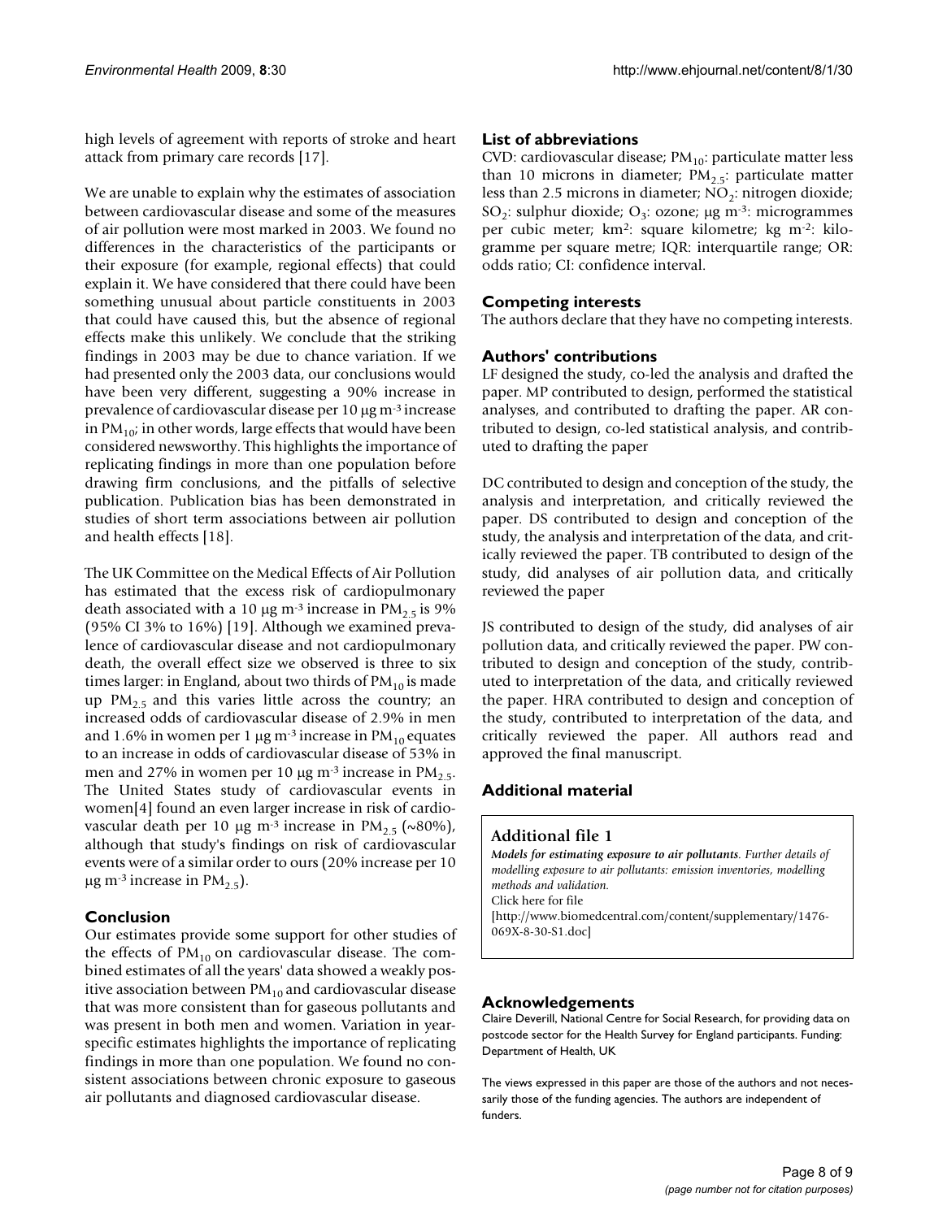high levels of agreement with reports of stroke and heart attack from primary care records [17].

We are unable to explain why the estimates of association between cardiovascular disease and some of the measures of air pollution were most marked in 2003. We found no differences in the characteristics of the participants or their exposure (for example, regional effects) that could explain it. We have considered that there could have been something unusual about particle constituents in 2003 that could have caused this, but the absence of regional effects make this unlikely. We conclude that the striking findings in 2003 may be due to chance variation. If we had presented only the 2003 data, our conclusions would have been very different, suggesting a 90% increase in prevalence of cardiovascular disease per 10 μg $m^{-3}$ increase in $PM_{10}$; in other words, large effects that would have been considered newsworthy. This highlights the importance of replicating findings in more than one population before drawing firm conclusions, and the pitfalls of selective publication. Publication bias has been demonstrated in studies of short term associations between air pollution and health effects [18].

The UK Committee on the Medical Effects of Air Pollution has estimated that the excess risk of cardiopulmonary death associated with a 10 μg $m^{-3}$ increase in $PM_{2.5}$ is 9% (95% CI 3% to 16%) [19]. Although we examined prevalence of cardiovascular disease and not cardiopulmonary death, the overall effect size we observed is three to six times larger: in England, about two thirds of $PM_{10}$ is made up $PM_{2.5}$ and this varies little across the country; an increased odds of cardiovascular disease of 2.9% in men and 1.6% in women per 1 μg $m^{-3}$ increase in $PM_{10}$ equates to an increase in odds of cardiovascular disease of 53% in men and 27% in women per 10 μg $m^{-3}$ increase in $PM_{2.5}$. The United States study of cardiovascular events in women[4] found an even larger increase in risk of cardiovascular death per 10 μg $m^{-3}$ increase in $PM_{2.5}$ (~80%), although that study's findings on risk of cardiovascular events were of a similar order to ours (20% increase per 10 μg $m^{-3}$ increase in $PM_{2.5}$).

## Conclusion

Our estimates provide some support for other studies of the effects of $PM_{10}$ on cardiovascular disease. The combined estimates of all the years' data showed a weakly positive association between $PM_{10}$ and cardiovascular disease that was more consistent than for gaseous pollutants and was present in both men and women. Variation in year-specific estimates highlights the importance of replicating findings in more than one population. We found no consistent associations between chronic exposure to gaseous air pollutants and diagnosed cardiovascular disease.

## List of abbreviations

CVD: cardiovascular disease; $PM_{10}$: particulate matter less than 10 microns in diameter; $PM_{2.5}$: particulate matter less than 2.5 microns in diameter; $NO_2$: nitrogen dioxide; $SO_2$: sulphur dioxide; $O_3$: ozone; μg $m^{-3}$: microgrammes per cubic meter; $km^2$: square kilometre; kg $m^{-2}$: kilogramme per square metre; IQR: interquartile range; OR: odds ratio; CI: confidence interval.

## Competing interests

The authors declare that they have no competing interests.

## Authors' contributions

LF designed the study, co-led the analysis and drafted the paper. MP contributed to design, performed the statistical analyses, and contributed to drafting the paper. AR contributed to design, co-led statistical analysis, and contributed to drafting the paper

DC contributed to design and conception of the study, the analysis and interpretation, and critically reviewed the paper. DS contributed to design and conception of the study, the analysis and interpretation of the data, and critically reviewed the paper. TB contributed to design of the study, did analyses of air pollution data, and critically reviewed the paper

JS contributed to design of the study, did analyses of air pollution data, and critically reviewed the paper. PW contributed to design and conception of the study, contributed to interpretation of the data, and critically reviewed the paper. HRA contributed to design and conception of the study, contributed to interpretation of the data, and critically reviewed the paper. All authors read and approved the final manuscript.

## Additional material

### Additional file 1

***Models for estimating exposure to air pollutants**. Further details of modelling exposure to air pollutants: emission inventories, modelling methods and validation.*

Click here for file

[http://www.biomedcentral.com/content/supplementary/1476-069X-8-30-S1.doc]

## Acknowledgements

Claire Deverill, National Centre for Social Research, for providing data on postcode sector for the Health Survey for England participants. Funding: Department of Health, UK

The views expressed in this paper are those of the authors and not necessarily those of the funding agencies. The authors are independent of funders.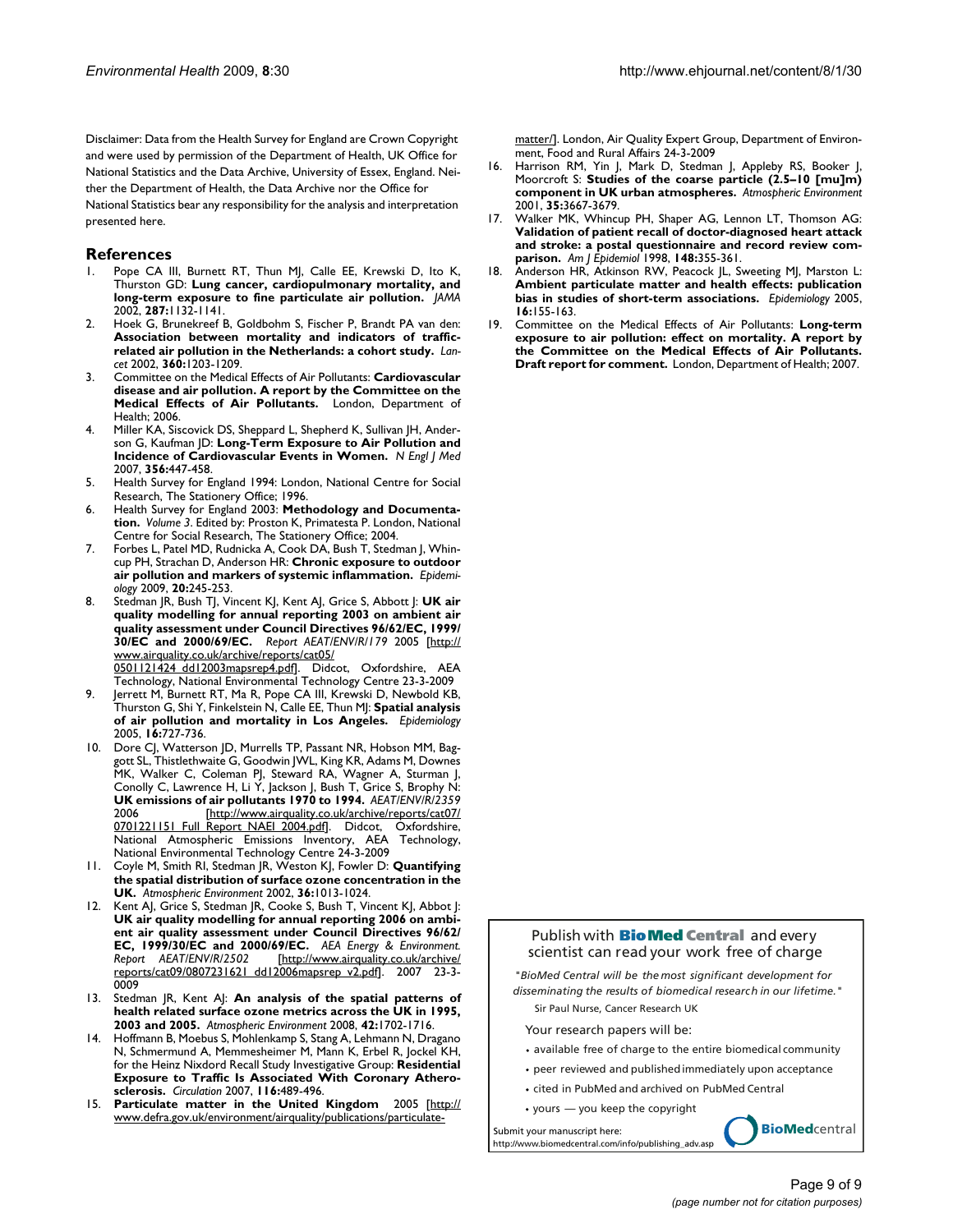Disclaimer: Data from the Health Survey for England are Crown Copyright and were used by permission of the Department of Health, UK Office for National Statistics and the Data Archive, University of Essex, England. Neither the Department of Health, the Data Archive nor the Office for National Statistics bear any responsibility for the analysis and interpretation presented here.

## References

1. Pope CA III, Burnett RT, Thun MJ, Calle EE, Krewski D, Ito K, Thurston GD: **Lung cancer, cardiopulmonary mortality, and long-term exposure to fine particulate air pollution.** *JAMA* 2002, **287:**1132-1141.
2. Hoek G, Brunekreef B, Goldbohm S, Fischer P, Brandt PA van den: **Association between mortality and indicators of traffic-related air pollution in the Netherlands: a cohort study.** *Lancet* 2002, **360:**1203-1209.
3. Committee on the Medical Effects of Air Pollutants: **Cardiovascular disease and air pollution. A report by the Committee on the Medical Effects of Air Pollutants.** London, Department of Health; 2006.
4. Miller KA, Siscovick DS, Sheppard L, Shepherd K, Sullivan JH, Anderson G, Kaufman JD: **Long-Term Exposure to Air Pollution and Incidence of Cardiovascular Events in Women.** *N Engl J Med* 2007, **356:**447-458.
5. Health Survey for England 1994: London, National Centre for Social Research, The Stationery Office; 1996.
6. Health Survey for England 2003: **Methodology and Documentation.** *Volume 3*. Edited by: Proston K, Primatesta P. London, National Centre for Social Research, The Stationery Office; 2004.
7. Forbes L, Patel MD, Rudnicka A, Cook DA, Bush T, Stedman J, Whincup PH, Strachan D, Anderson HR: **Chronic exposure to outdoor air pollution and markers of systemic inflammation.** *Epidemiology* 2009, **20:**245-253.
8. Stedman JR, Bush TJ, Vincent KJ, Kent AJ, Grice S, Abbott J: **UK air quality modelling for annual reporting 2003 on ambient air quality assessment under Council Directives 96/62/EC, 1999/30/EC and 2000/69/EC.** *Report AEAT/ENV/R/179* 2005 [http://www.airquality.co.uk/archive/reports/cat05/0501121424_dd12003mapsrep4.pdf]. Didcot, Oxfordshire, AEA Technology, National Environmental Technology Centre 23-3-2009
9. Jerrett M, Burnett RT, Ma R, Pope CA III, Krewski D, Newbold KB, Thurston G, Shi Y, Finkelstein N, Calle EE, Thun MJ: **Spatial analysis of air pollution and mortality in Los Angeles.** *Epidemiology* 2005, **16:**727-736.
10. Dore CJ, Watterson JD, Murrells TP, Passant NR, Hobson MM, Baggott SL, Thistlethwaite G, Goodwin JWL, King KR, Adams M, Downes MK, Walker C, Coleman PJ, Steward RA, Wagner A, Sturman J, Conolly C, Lawrence H, Li Y, Jackson J, Bush T, Grice S, Brophy N: **UK emissions of air pollutants 1970 to 1994.** *AEAT/ENV/R/2359* 2006 [http://www.airquality.co.uk/archive/reports/cat07/0701221151_Full_Report_NAEI_2004.pdf]. Didcot, Oxfordshire, National Atmospheric Emissions Inventory, AEA Technology, National Environmental Technology Centre 24-3-2009
11. Coyle M, Smith RI, Stedman JR, Weston KJ, Fowler D: **Quantifying the spatial distribution of surface ozone concentration in the UK.** *Atmospheric Environment* 2002, **36:**1013-1024.
12. Kent AJ, Grice S, Stedman JR, Cooke S, Bush T, Vincent KJ, Abbot J: **UK air quality modelling for annual reporting 2006 on ambient air quality assessment under Council Directives 96/62/EC, 1999/30/EC and 2000/69/EC.** *AEA Energy & Environment. Report AEAT/ENV/R/2502* [http://www.airquality.co.uk/archive/reports/cat09/0807231621_dd12006mapsrep_v2.pdf]. 2007 23-3-0009
13. Stedman JR, Kent AJ: **An analysis of the spatial patterns of health related surface ozone metrics across the UK in 1995, 2003 and 2005.** *Atmospheric Environment* 2008, **42:**1702-1716.
14. Hoffmann B, Moebus S, Mohlenkamp S, Stang A, Lehmann N, Dragano N, Schmermund A, Memmesheimer M, Mann K, Erbel R, Jockel KH, for the Heinz Nixdorf Recall Study Investigative Group: **Residential Exposure to Traffic Is Associated With Coronary Atherosclerosis.** *Circulation* 2007, **116:**489-496.
15. **Particulate matter in the United Kingdom** 2005 [http://www.defra.gov.uk/environment/airquality/publications/particulate-matter/]. London, Air Quality Expert Group, Department of Environment, Food and Rural Affairs 24-3-2009
16. Harrison RM, Yin J, Mark D, Stedman J, Appleby RS, Booker J, Moorcroft S: **Studies of the coarse particle (2.5–10 [mu]m) component in UK urban atmospheres.** *Atmospheric Environment* 2001, **35:**3667-3679.
17. Walker MK, Whincup PH, Shaper AG, Lennon LT, Thomson AG: **Validation of patient recall of doctor-diagnosed heart attack and stroke: a postal questionnaire and record review comparison.** *Am J Epidemiol* 1998, **148:**355-361.
18. Anderson HR, Atkinson RW, Peacock JL, Sweeting MJ, Marston L: **Ambient particulate matter and health effects: publication bias in studies of short-term associations.** *Epidemiology* 2005, **16:**155-163.
19. Committee on the Medical Effects of Air Pollutants: **Long-term exposure to air pollution: effect on mortality. A report by the Committee on the Medical Effects of Air Pollutants. Draft report for comment.** London, Department of Health; 2007.

Publish with **BioMed Central** and every scientist can read your work free of charge

*"BioMed Central will be the most significant development for disseminating the results of biomedical research in our lifetime."*
Sir Paul Nurse, Cancer Research UK

Your research papers will be:

- available free of charge to the entire biomedical community
- peer reviewed and published immediately upon acceptance
- cited in PubMed and archived on PubMed Central
- yours — you keep the copyright

Submit your manuscript here:
http://www.biomedcentral.com/info/publishing_adv.asp

BioMedcentral